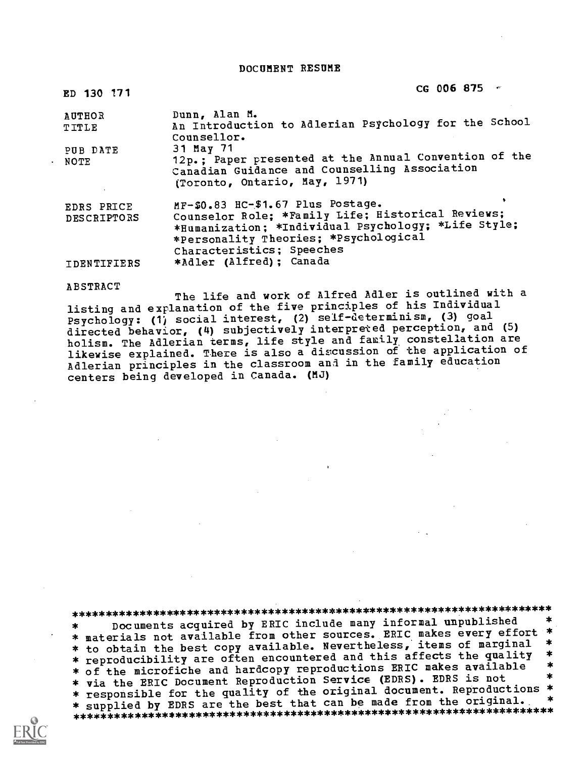DOCUMENT RESUME

| | |
|---|---|
| ED 130 171 | CG 006 875 |
| AUTHOR | Dunn, Alan M. |
| TITLE | An Introduction to Adlerian Psychology for the School Counsellor. |
| PUB DATE | 31 May 71 |
| NOTE | 12p.; Paper presented at the Annual Convention of the Canadian Guidance and Counselling Association (Toronto, Ontario, May, 1971) |
| EDRS PRICE | MF-$0.83 HC-$1.67 Plus Postage. |
| DESCRIPTORS | Counselor Role; *Family Life; Historical Reviews; *Humanization; *Individual Psychology; *Life Style; *Personality Theories; *Psychological Characteristics; Speeches |
| IDENTIFIERS | *Adler (Alfred); Canada |

ABSTRACT

The life and work of Alfred Adler is outlined with a listing and explanation of the five principles of his Individual Psychology: (1) social interest, (2) self-determinism, (3) goal directed behavior, (4) subjectively interpreted perception, and (5) holism. The Adlerian terms, life style and family constellation are likewise explained. There is also a discussion of the application of Adlerian principles in the classroom and in the family education centers being developed in Canada. (MJ)

Documents acquired by ERIC include many informal unpublished materials not available from other sources. ERIC makes every effort to obtain the best copy available. Nevertheless, items of marginal reproducibility are often encountered and this affects the quality of the microfiche and hardcopy reproductions ERIC makes available via the ERIC Document Reproduction Service (EDRS). EDRS is not responsible for the quality of the original document. Reproductions supplied by EDRS are the best that can be made from the original.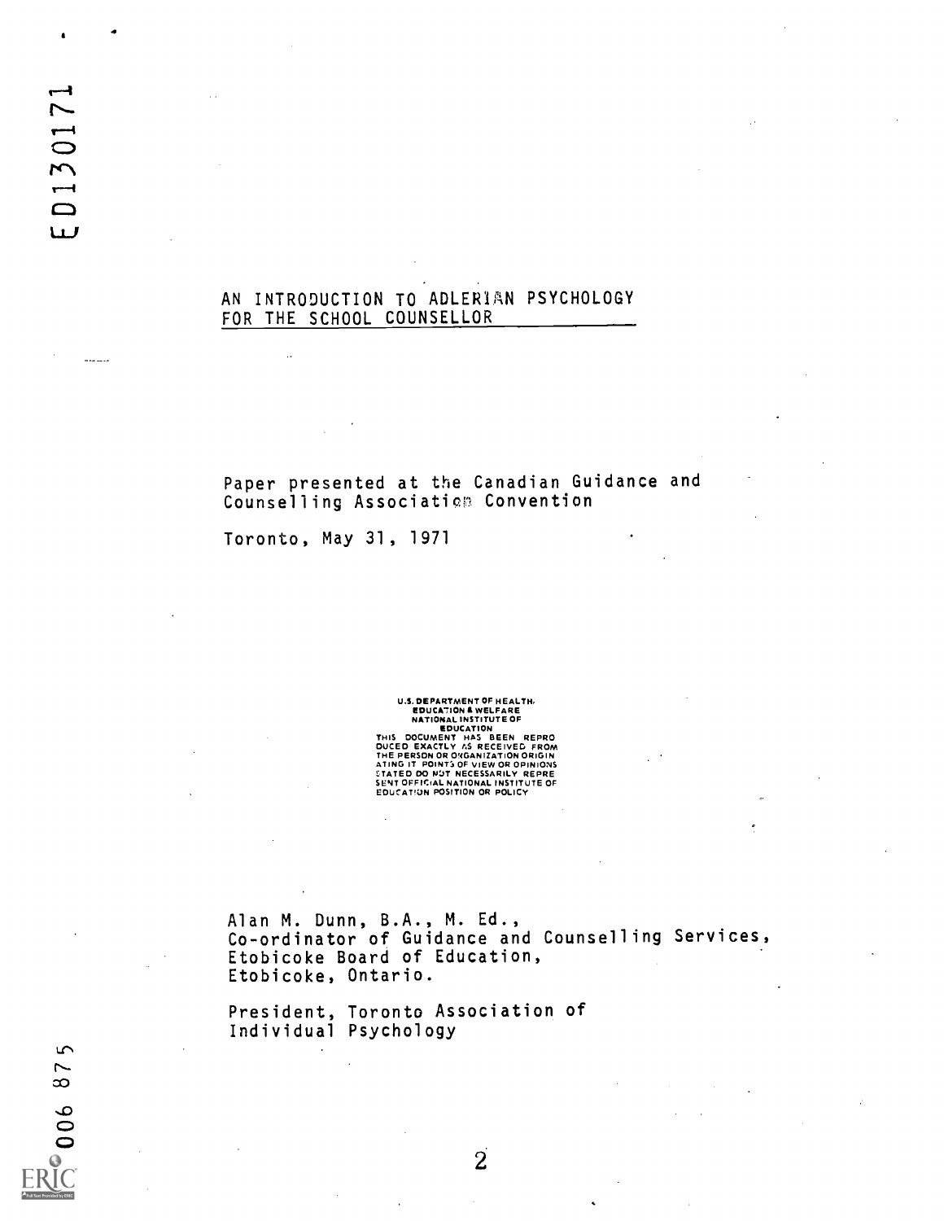# AN INTRODUCTION TO ADLERIAN PSYCHOLOGY FOR THE SCHOOL COUNSELLOR

Paper presented at the Canadian Guidance and Counselling Association Convention

Toronto, May 31, 1971

U.S. DEPARTMENT OF HEALTH, EDUCATION & WELFARE
NATIONAL INSTITUTE OF EDUCATION
THIS DOCUMENT HAS BEEN REPRODUCED EXACTLY AS RECEIVED FROM THE PERSON OR ORGANIZATION ORIGINATING IT. POINTS OF VIEW OR OPINIONS STATED DO NOT NECESSARILY REPRESENT OFFICIAL NATIONAL INSTITUTE OF EDUCATION POSITION OR POLICY

Alan M. Dunn, B.A., M. Ed.,
Co-ordinator of Guidance and Counselling Services,
Etobicoke Board of Education,
Etobicoke, Ontario.

President, Toronto Association of Individual Psychology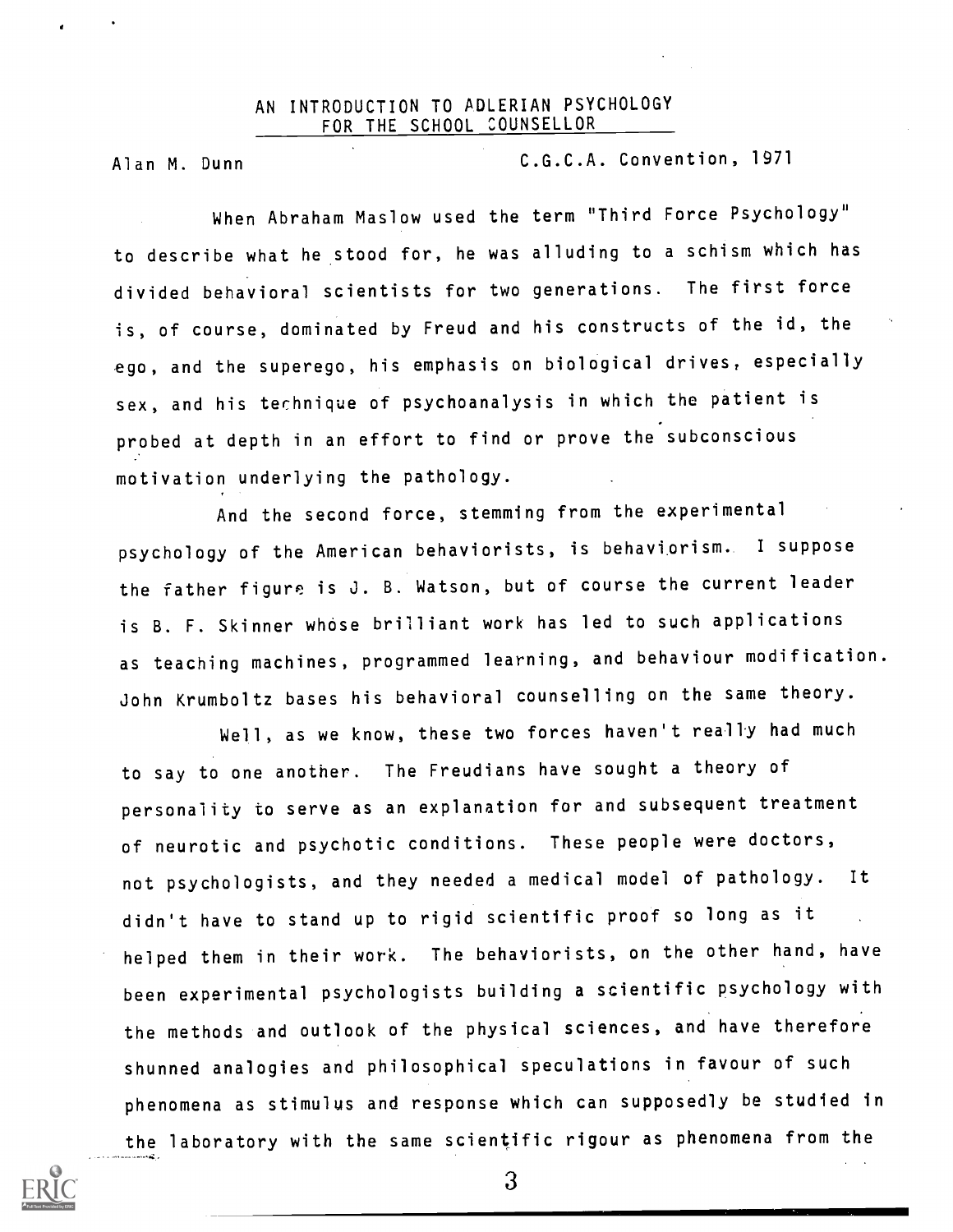# AN INTRODUCTION TO ADLERIAN PSYCHOLOGY FOR THE SCHOOL COUNSELLOR

Alan M. Dunn C.G.C.A. Convention, 1971

When Abraham Maslow used the term "Third Force Psychology" to describe what he stood for, he was alluding to a schism which has divided behavioral scientists for two generations. The first force is, of course, dominated by Freud and his constructs of the id, the ego, and the superego, his emphasis on biological drives, especially sex, and his technique of psychoanalysis in which the patient is probed at depth in an effort to find or prove the subconscious motivation underlying the pathology.

And the second force, stemming from the experimental psychology of the American behaviorists, is behaviorism. I suppose the father figure is J. B. Watson, but of course the current leader is B. F. Skinner whose brilliant work has led to such applications as teaching machines, programmed learning, and behaviour modification. John Krumboltz bases his behavioral counselling on the same theory.

Well, as we know, these two forces haven't really had much to say to one another. The Freudians have sought a theory of personality to serve as an explanation for and subsequent treatment of neurotic and psychotic conditions. These people were doctors, not psychologists, and they needed a medical model of pathology. It didn't have to stand up to rigid scientific proof so long as it helped them in their work. The behaviorists, on the other hand, have been experimental psychologists building a scientific psychology with the methods and outlook of the physical sciences, and have therefore shunned analogies and philosophical speculations in favour of such phenomena as stimulus and response which can supposedly be studied in the laboratory with the same scientific rigour as phenomena from the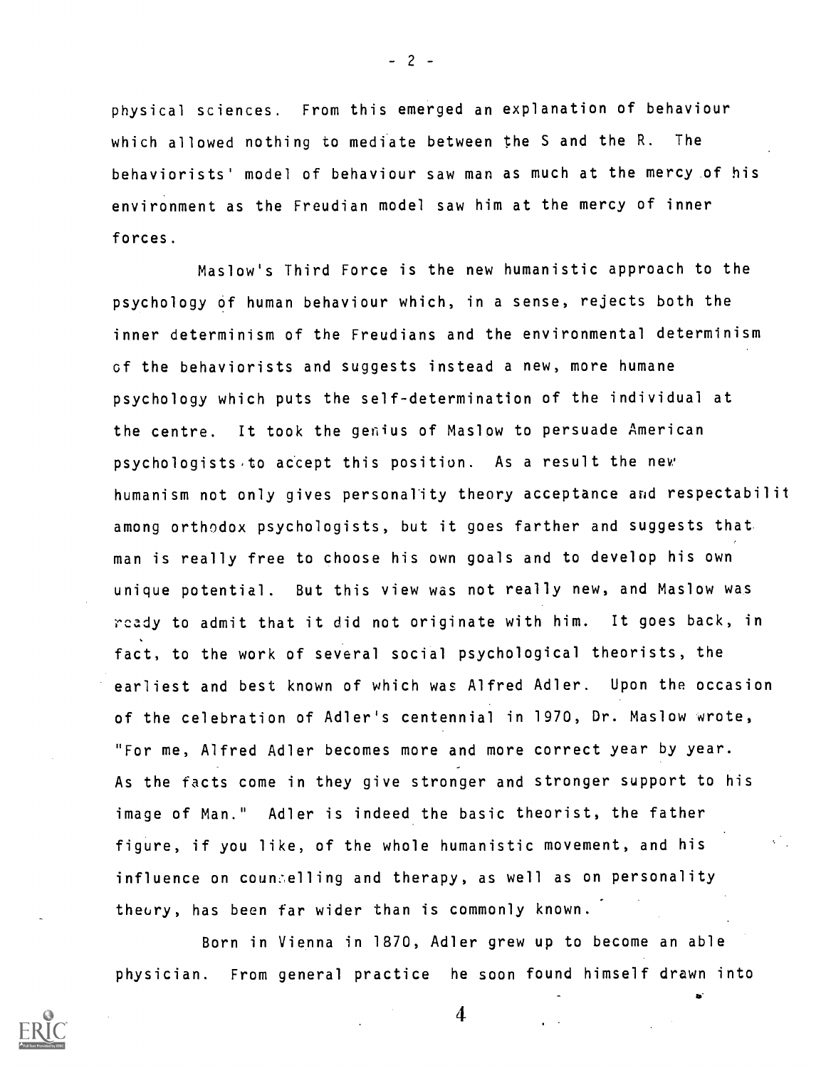physical sciences. From this emerged an explanation of behaviour which allowed nothing to mediate between the S and the R. The behaviorists' model of behaviour saw man as much at the mercy of his environment as the Freudian model saw him at the mercy of inner forces.

Maslow's Third Force is the new humanistic approach to the psychology of human behaviour which, in a sense, rejects both the inner determinism of the Freudians and the environmental determinism of the behaviorists and suggests instead a new, more humane psychology which puts the self-determination of the individual at the centre. It took the genius of Maslow to persuade American psychologists to accept this position. As a result the new humanism not only gives personality theory acceptance and respectabilit among orthodox psychologists, but it goes farther and suggests that man is really free to choose his own goals and to develop his own unique potential. But this view was not really new, and Maslow was ready to admit that it did not originate with him. It goes back, in fact, to the work of several social psychological theorists, the earliest and best known of which was Alfred Adler. Upon the occasion of the celebration of Adler's centennial in 1970, Dr. Maslow wrote, "For me, Alfred Adler becomes more and more correct year by year. As the facts come in they give stronger and stronger support to his image of Man." Adler is indeed the basic theorist, the father figure, if you like, of the whole humanistic movement, and his influence on counselling and therapy, as well as on personality theory, has been far wider than is commonly known.

Born in Vienna in 1870, Adler grew up to become an able physician. From general practice he soon found himself drawn into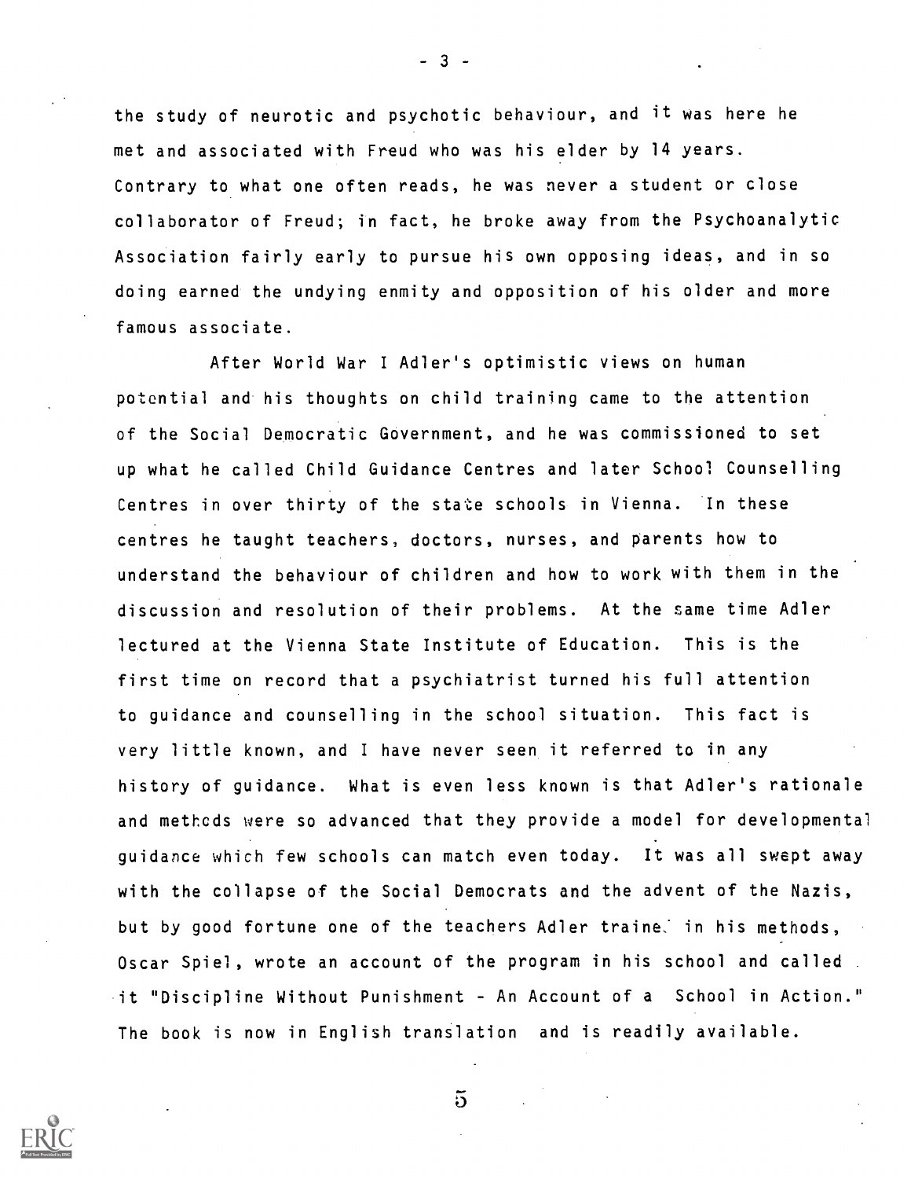the study of neurotic and psychotic behaviour, and it was here he met and associated with Freud who was his elder by 14 years. Contrary to what one often reads, he was never a student or close collaborator of Freud; in fact, he broke away from the Psychoanalytic Association fairly early to pursue his own opposing ideas, and in so doing earned the undying enmity and opposition of his older and more famous associate.

After World War I Adler's optimistic views on human potential and his thoughts on child training came to the attention of the Social Democratic Government, and he was commissioned to set up what he called Child Guidance Centres and later School Counselling Centres in over thirty of the state schools in Vienna. In these centres he taught teachers, doctors, nurses, and parents how to understand the behaviour of children and how to work with them in the discussion and resolution of their problems. At the same time Adler lectured at the Vienna State Institute of Education. This is the first time on record that a psychiatrist turned his full attention to guidance and counselling in the school situation. This fact is very little known, and I have never seen it referred to in any history of guidance. What is even less known is that Adler's rationale and methods were so advanced that they provide a model for developmental guidance which few schools can match even today. It was all swept away with the collapse of the Social Democrats and the advent of the Nazis, but by good fortune one of the teachers Adler trained in his methods, Oscar Spiel, wrote an account of the program in his school and called it "Discipline Without Punishment - An Account of a School in Action." The book is now in English translation and is readily available.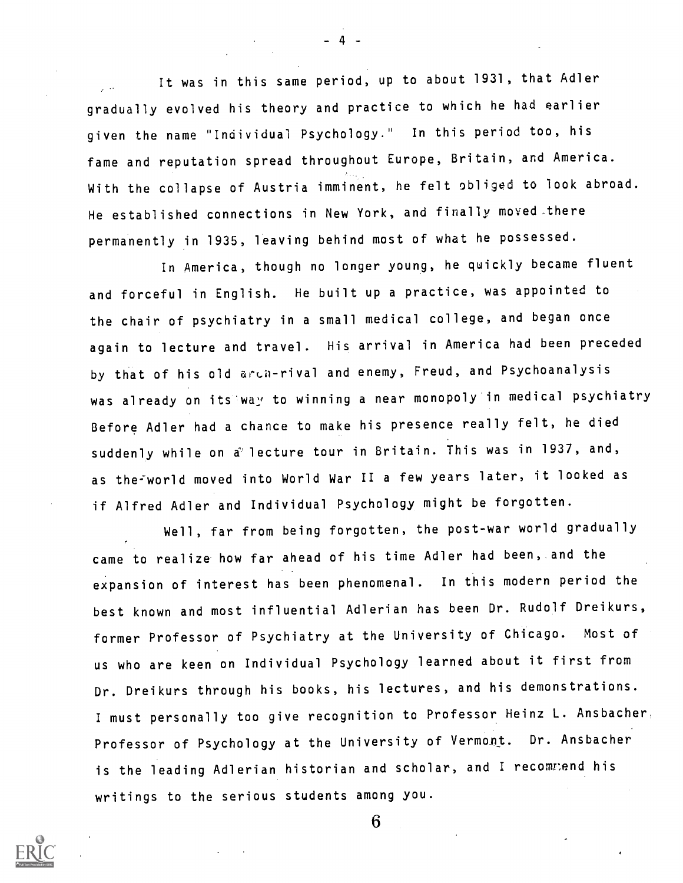It was in this same period, up to about 1931, that Adler gradually evolved his theory and practice to which he had earlier given the name "Individual Psychology." In this period too, his fame and reputation spread throughout Europe, Britain, and America. With the collapse of Austria imminent, he felt obliged to look abroad. He established connections in New York, and finally moved there permanently in 1935, leaving behind most of what he possessed.

In America, though no longer young, he quickly became fluent and forceful in English. He built up a practice, was appointed to the chair of psychiatry in a small medical college, and began once again to lecture and travel. His arrival in America had been preceded by that of his old arch-rival and enemy, Freud, and Psychoanalysis was already on its way to winning a near monopoly in medical psychiatry Before Adler had a chance to make his presence really felt, he died suddenly while on a lecture tour in Britain. This was in 1937, and, as the world moved into World War II a few years later, it looked as if Alfred Adler and Individual Psychology might be forgotten.

Well, far from being forgotten, the post-war world gradually came to realize how far ahead of his time Adler had been, and the expansion of interest has been phenomenal. In this modern period the best known and most influential Adlerian has been Dr. Rudolf Dreikurs, former Professor of Psychiatry at the University of Chicago. Most of us who are keen on Individual Psychology learned about it first from Dr. Dreikurs through his books, his lectures, and his demonstrations. I must personally too give recognition to Professor Heinz L. Ansbacher, Professor of Psychology at the University of Vermont. Dr. Ansbacher is the leading Adlerian historian and scholar, and I recommend his writings to the serious students among you.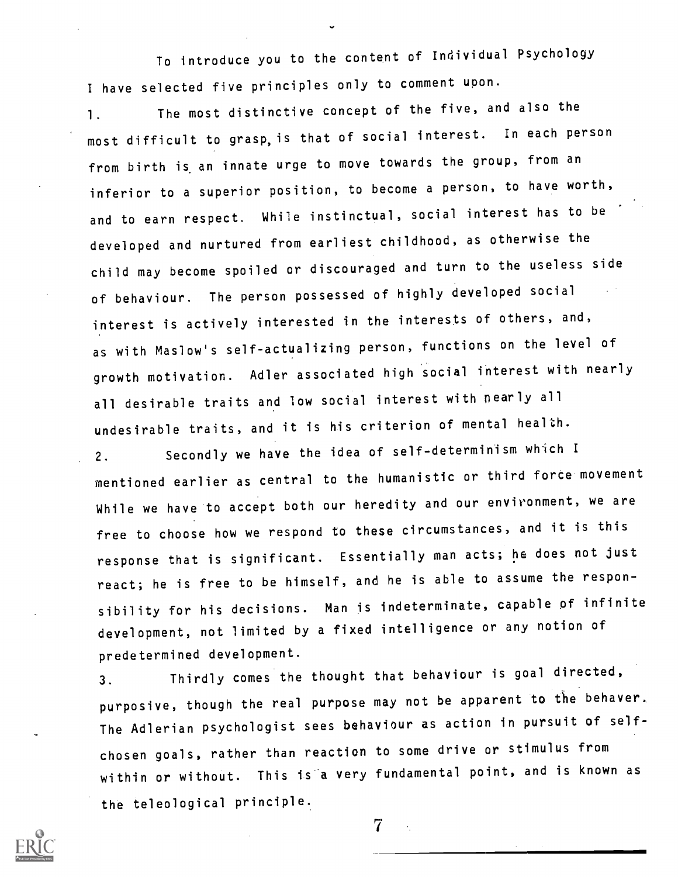To introduce you to the content of Individual Psychology I have selected five principles only to comment upon.

1. The most distinctive concept of the five, and also the most difficult to grasp, is that of social interest. In each person from birth is an innate urge to move towards the group, from an inferior to a superior position, to become a person, to have worth, and to earn respect. While instinctual, social interest has to be developed and nurtured from earliest childhood, as otherwise the child may become spoiled or discouraged and turn to the useless side of behaviour. The person possessed of highly developed social interest is actively interested in the interests of others, and, as with Maslow's self-actualizing person, functions on the level of growth motivation. Adler associated high social interest with nearly all desirable traits and low social interest with nearly all undesirable traits, and it is his criterion of mental health.

2. Secondly we have the idea of self-determinism which I mentioned earlier as central to the humanistic or third force movement While we have to accept both our heredity and our environment, we are free to choose how we respond to these circumstances, and it is this response that is significant. Essentially man acts; he does not just react; he is free to be himself, and he is able to assume the responsibility for his decisions. Man is indeterminate, capable of infinite development, not limited by a fixed intelligence or any notion of predetermined development.

3. Thirdly comes the thought that behaviour is goal directed, purposive, though the real purpose may not be apparent to the behaver. The Adlerian psychologist sees behaviour as action in pursuit of self-chosen goals, rather than reaction to some drive or stimulus from within or without. This is a very fundamental point, and is known as the teleological principle.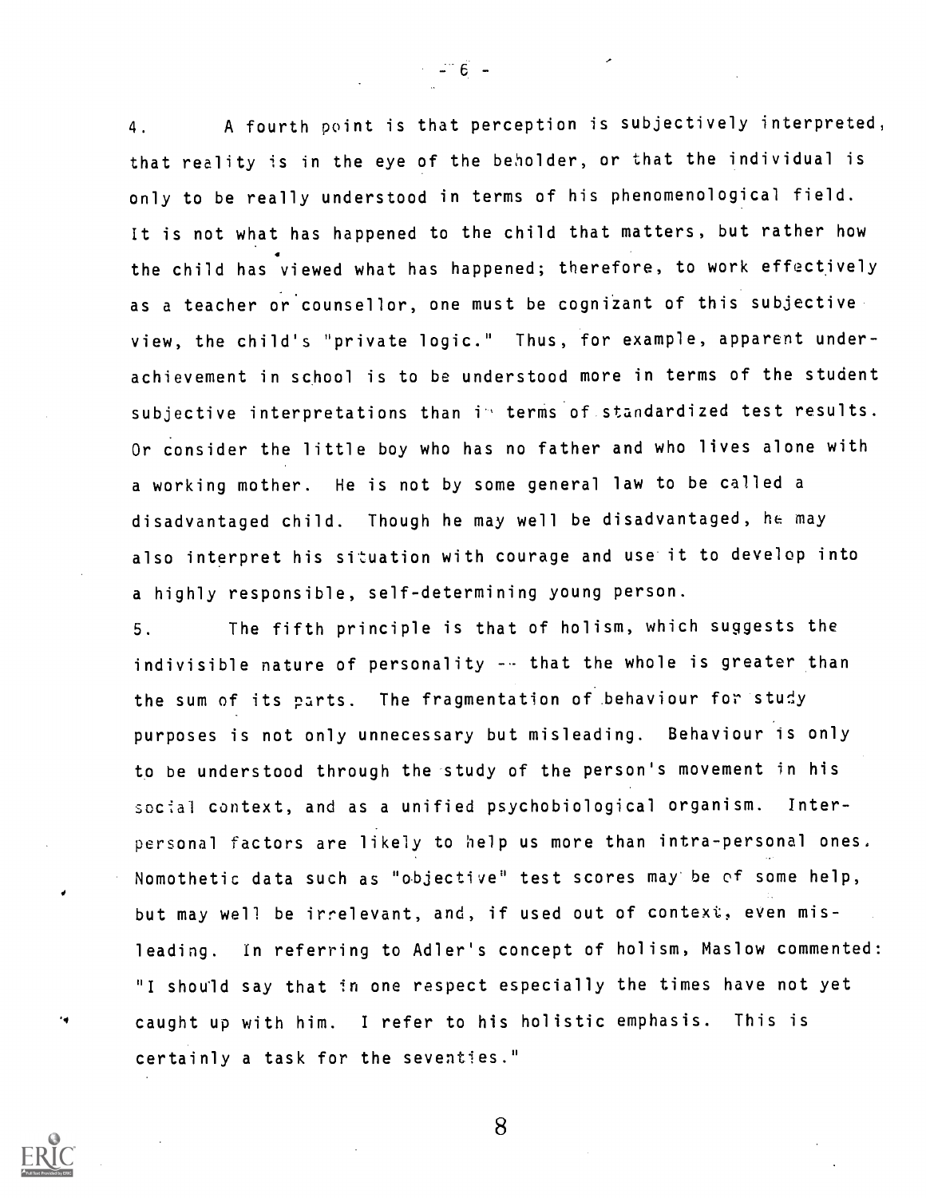4. A fourth point is that perception is subjectively interpreted, that reality is in the eye of the beholder, or that the individual is only to be really understood in terms of his phenomenological field. It is not what has happened to the child that matters, but rather how the child has viewed what has happened; therefore, to work effectively as a teacher or counsellor, one must be cognizant of this subjective view, the child's "private logic." Thus, for example, apparent under-achievement in school is to be understood more in terms of the student subjective interpretations than in terms of standardized test results. Or consider the little boy who has no father and who lives alone with a working mother. He is not by some general law to be called a disadvantaged child. Though he may well be disadvantaged, he may also interpret his situation with courage and use it to develop into a highly responsible, self-determining young person.

5. The fifth principle is that of holism, which suggests the indivisible nature of personality -- that the whole is greater than the sum of its parts. The fragmentation of behaviour for study purposes is not only unnecessary but misleading. Behaviour is only to be understood through the study of the person's movement in his social context, and as a unified psychobiological organism. Inter-personal factors are likely to help us more than intra-personal ones. Nomothetic data such as "objective" test scores may be of some help, but may well be irrelevant, and, if used out of context, even mis-leading. In referring to Adler's concept of holism, Maslow commented: "I should say that in one respect especially the times have not yet caught up with him. I refer to his holistic emphasis. This is certainly a task for the seventies."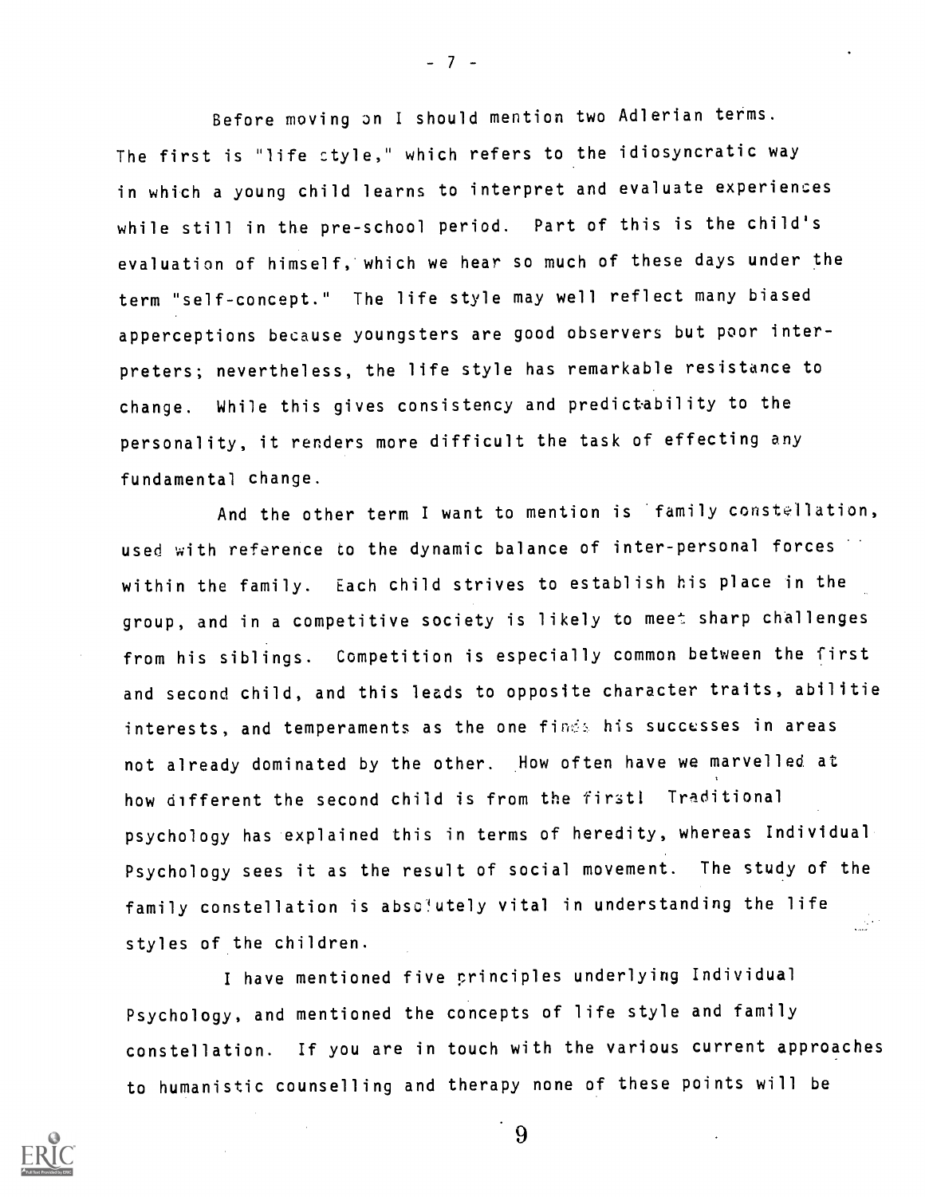Before moving on I should mention two Adlerian terms. The first is "life style," which refers to the idiosyncratic way in which a young child learns to interpret and evaluate experiences while still in the pre-school period. Part of this is the child's evaluation of himself, which we hear so much of these days under the term "self-concept." The life style may well reflect many biased apperceptions because youngsters are good observers but poor interpreters; nevertheless, the life style has remarkable resistance to change. While this gives consistency and predictability to the personality, it renders more difficult the task of effecting any fundamental change.

And the other term I want to mention is family constellation, used with reference to the dynamic balance of inter-personal forces within the family. Each child strives to establish his place in the group, and in a competitive society is likely to meet sharp challenges from his siblings. Competition is especially common between the first and second child, and this leads to opposite character traits, abilitie interests, and temperaments as the one finds his successes in areas not already dominated by the other. How often have we marvelled at how different the second child is from the first! Traditional psychology has explained this in terms of heredity, whereas Individual Psychology sees it as the result of social movement. The study of the family constellation is absolutely vital in understanding the life styles of the children.

I have mentioned five principles underlying Individual Psychology, and mentioned the concepts of life style and family constellation. If you are in touch with the various current approaches to humanistic counselling and therapy none of these points will be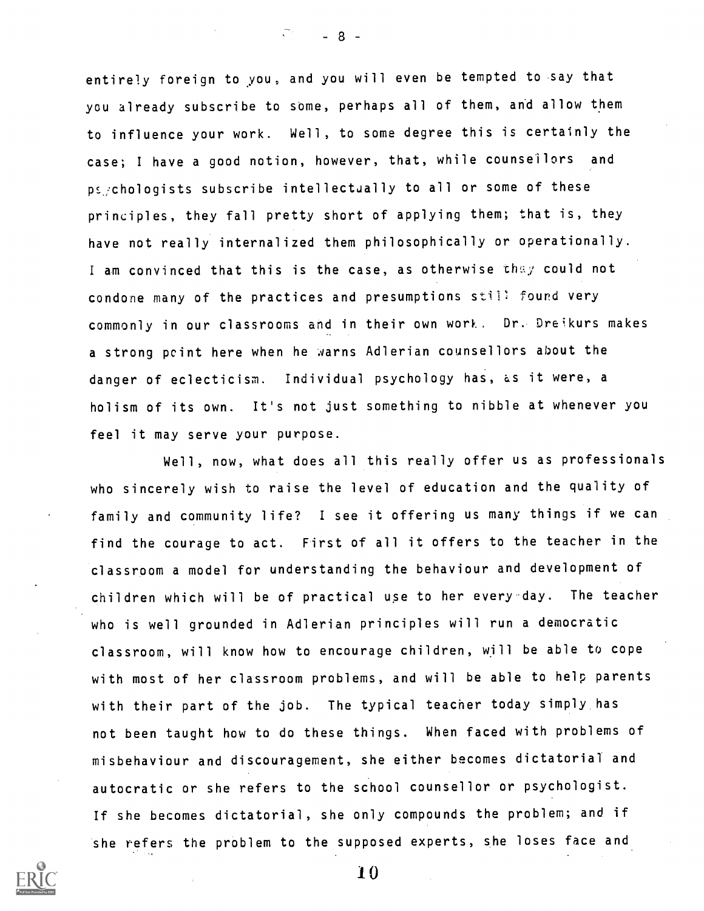entirely foreign to you, and you will even be tempted to say that you already subscribe to some, perhaps all of them, and allow them to influence your work. Well, to some degree this is certainly the case; I have a good notion, however, that, while counsellors and psychologists subscribe intellectually to all or some of these principles, they fall pretty short of applying them; that is, they have not really internalized them philosophically or operationally. I am convinced that this is the case, as otherwise they could not condone many of the practices and presumptions still found very commonly in our classrooms and in their own work. Dr. Dreikurs makes a strong point here when he warns Adlerian counsellors about the danger of eclecticism. Individual psychology has, as it were, a holism of its own. It's not just something to nibble at whenever you feel it may serve your purpose.

Well, now, what does all this really offer us as professionals who sincerely wish to raise the level of education and the quality of family and community life? I see it offering us many things if we can find the courage to act. First of all it offers to the teacher in the classroom a model for understanding the behaviour and development of children which will be of practical use to her every day. The teacher who is well grounded in Adlerian principles will run a democratic classroom, will know how to encourage children, will be able to cope with most of her classroom problems, and will be able to help parents with their part of the job. The typical teacher today simply has not been taught how to do these things. When faced with problems of misbehaviour and discouragement, she either becomes dictatorial and autocratic or she refers to the school counsellor or psychologist. If she becomes dictatorial, she only compounds the problem; and if she refers the problem to the supposed experts, she loses face and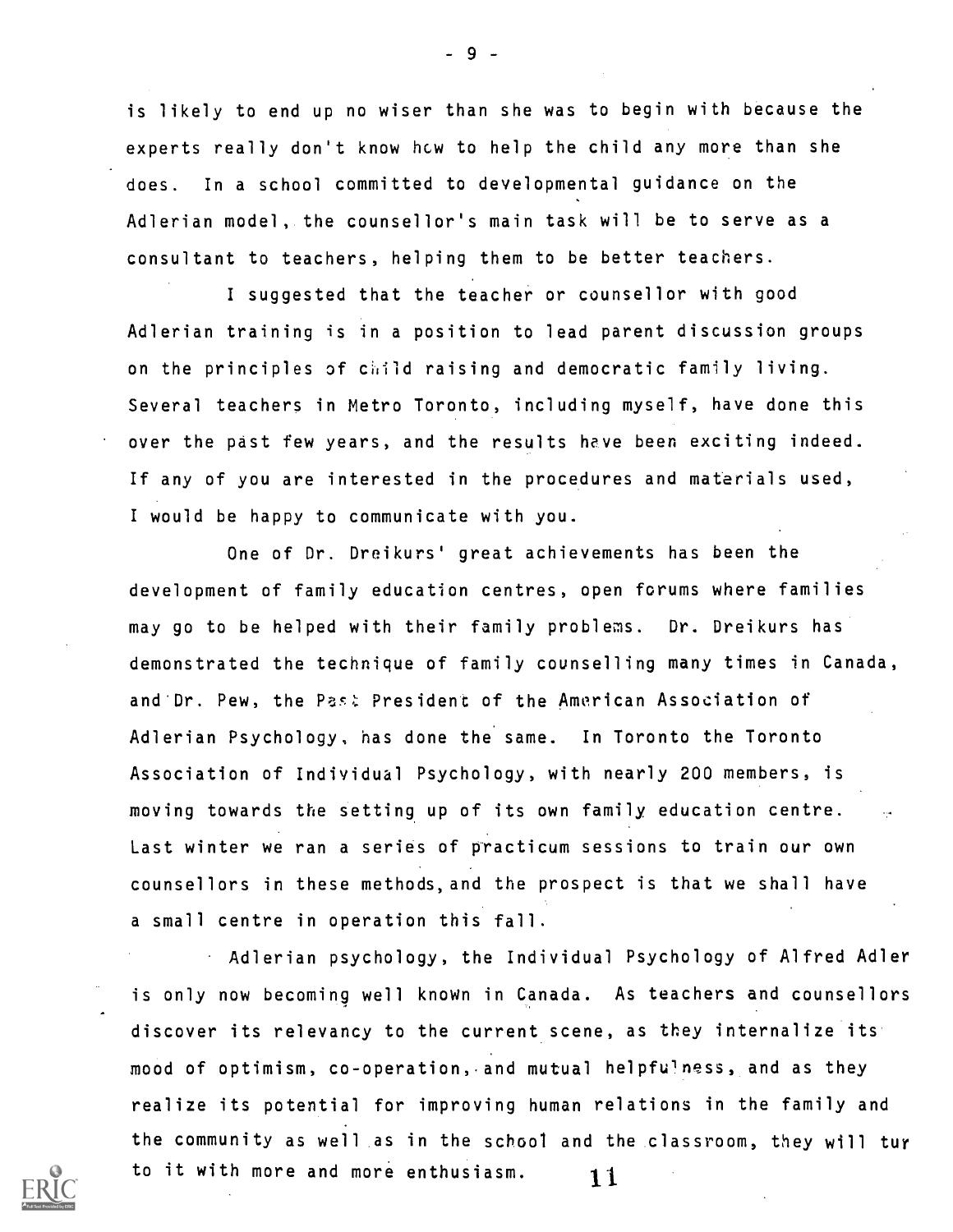is likely to end up no wiser than she was to begin with because the experts really don't know how to help the child any more than she does. In a school committed to developmental guidance on the Adlerian model, the counsellor's main task will be to serve as a consultant to teachers, helping them to be better teachers.

I suggested that the teacher or counsellor with good Adlerian training is in a position to lead parent discussion groups on the principles of child raising and democratic family living. Several teachers in Metro Toronto, including myself, have done this over the past few years, and the results have been exciting indeed. If any of you are interested in the procedures and materials used, I would be happy to communicate with you.

One of Dr. Dreikurs' great achievements has been the development of family education centres, open forums where families may go to be helped with their family problems. Dr. Dreikurs has demonstrated the technique of family counselling many times in Canada, and Dr. Pew, the Past President of the American Association of Adlerian Psychology, has done the same. In Toronto the Toronto Association of Individual Psychology, with nearly 200 members, is moving towards the setting up of its own family education centre. Last winter we ran a series of practicum sessions to train our own counsellors in these methods, and the prospect is that we shall have a small centre in operation this fall.

Adlerian psychology, the Individual Psychology of Alfred Adler is only now becoming well known in Canada. As teachers and counsellors discover its relevancy to the current scene, as they internalize its mood of optimism, co-operation, and mutual helpfulness, and as they realize its potential for improving human relations in the family and the community as well as in the school and the classroom, they will tur to it with more and more enthusiasm.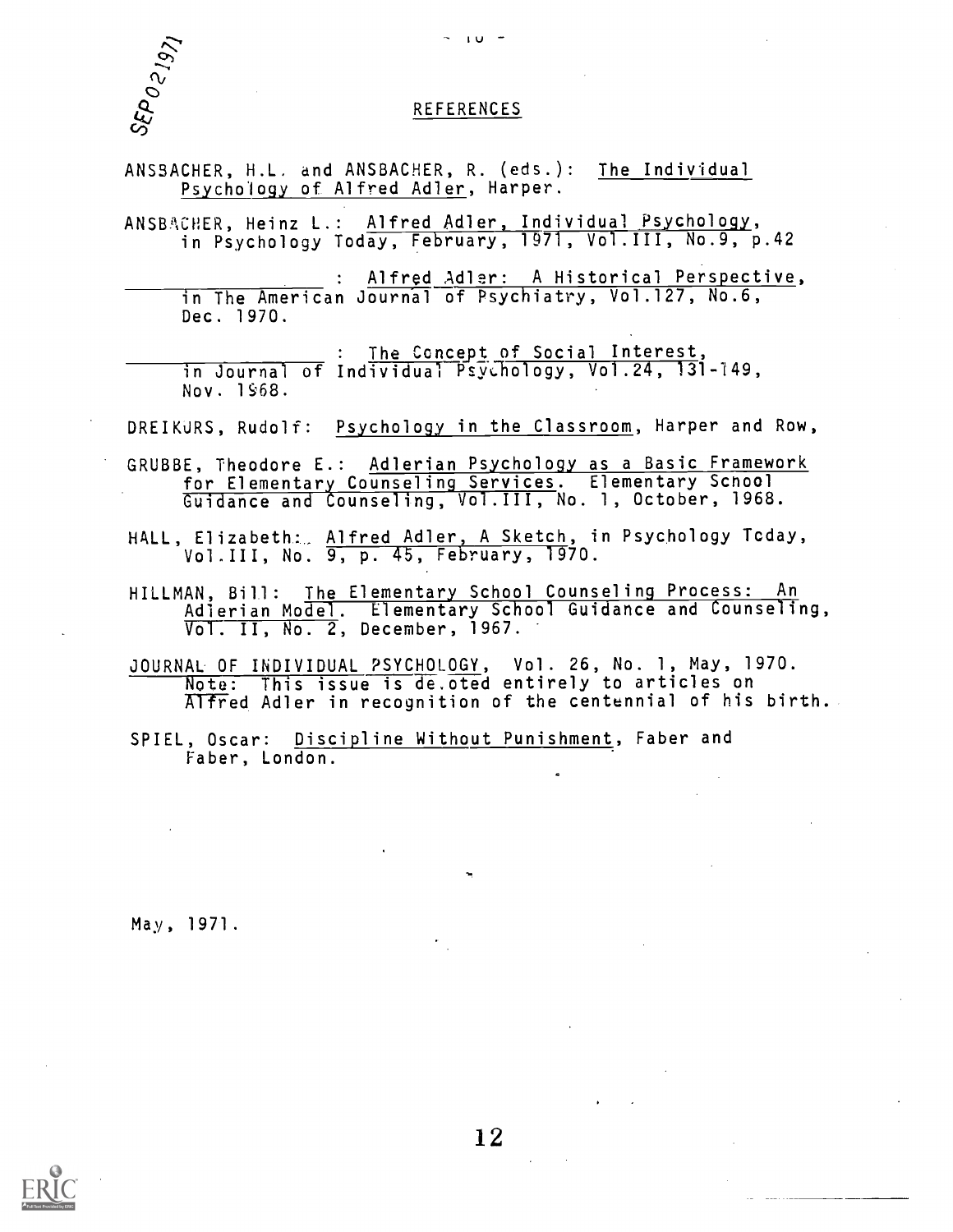## REFERENCES

ANSBACHER, H.L. and ANSBACHER, R. (eds.): The Individual Psychology of Alfred Adler, Harper.

ANSBACHER, Heinz L.: Alfred Adler, Individual Psychology, in Psychology Today, February, 1971, Vol.III, No.9, p.42

\_\_\_\_\_\_\_\_\_\_\_\_\_\_\_: Alfred Adler: A Historical Perspective, in The American Journal of Psychiatry, Vol.127, No.6, Dec. 1970.

\_\_\_\_\_\_\_\_\_\_\_\_\_\_\_: The Concept of Social Interest, in Journal of Individual Psychology, Vol.24, 131-149, Nov. 1968.

DREIKURS, Rudolf: Psychology in the Classroom, Harper and Row,

GRUBBE, Theodore E.: Adlerian Psychology as a Basic Framework for Elementary Counseling Services. Elementary School Guidance and Counseling, Vol.III, No. 1, October, 1968.

HALL, Elizabeth: Alfred Adler, A Sketch, in Psychology Today, Vol.III, No. 9, p. 45, February, 1970.

HILLMAN, Bill: The Elementary School Counseling Process: An Adlerian Model. Elementary School Guidance and Counseling, Vol. II, No. 2, December, 1967.

JOURNAL OF INDIVIDUAL PSYCHOLOGY, Vol. 26, No. 1, May, 1970. Note: This issue is devoted entirely to articles on Alfred Adler in recognition of the centennial of his birth.

SPIEL, Oscar: Discipline Without Punishment, Faber and Faber, London.

May, 1971.